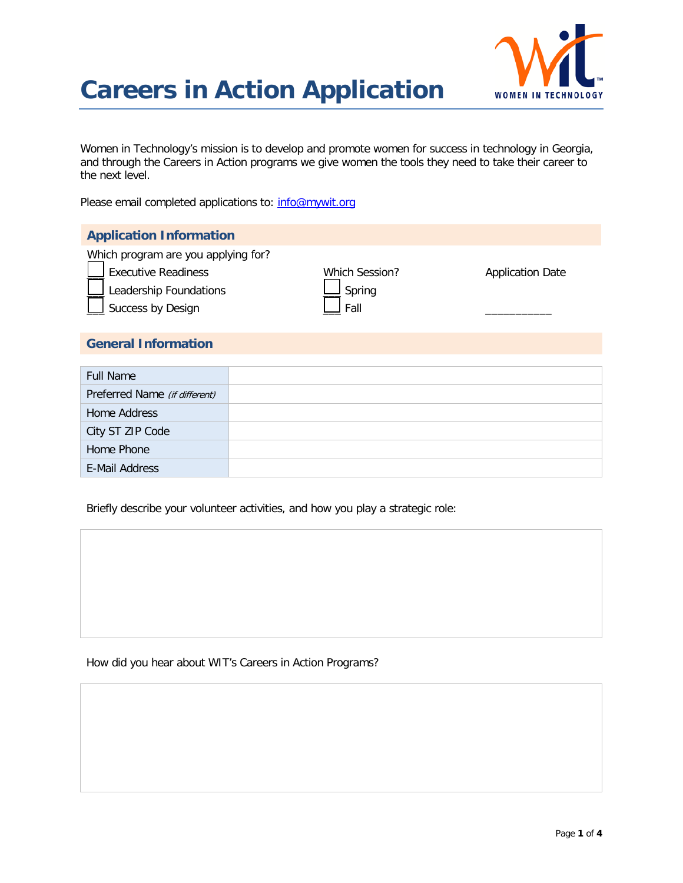# Careers in Action Application

Women in Technology's mission is to develop and promote women for success in technology in Georgia, and through the Careers in Action programs we give women the tools they need to take their career to the next level.

Please email completed applications to: info@mywit.org

## Application Information

Which program are you applying for?

- ☐ Executive Readiness
- ☐ Leadership Foundations
- ☐ Success by Design

Which Session?

- ☐ Spring
- ☐ Fall

Application Date

___________

## General Information

| Full Name | |
|---|---|
| Preferred Name *(if different)* | |
| Home Address | |
| City ST ZIP Code | |
| Home Phone | |
| E-Mail Address | |

Briefly describe your volunteer activities, and how you play a strategic role:

How did you hear about WIT's Careers in Action Programs?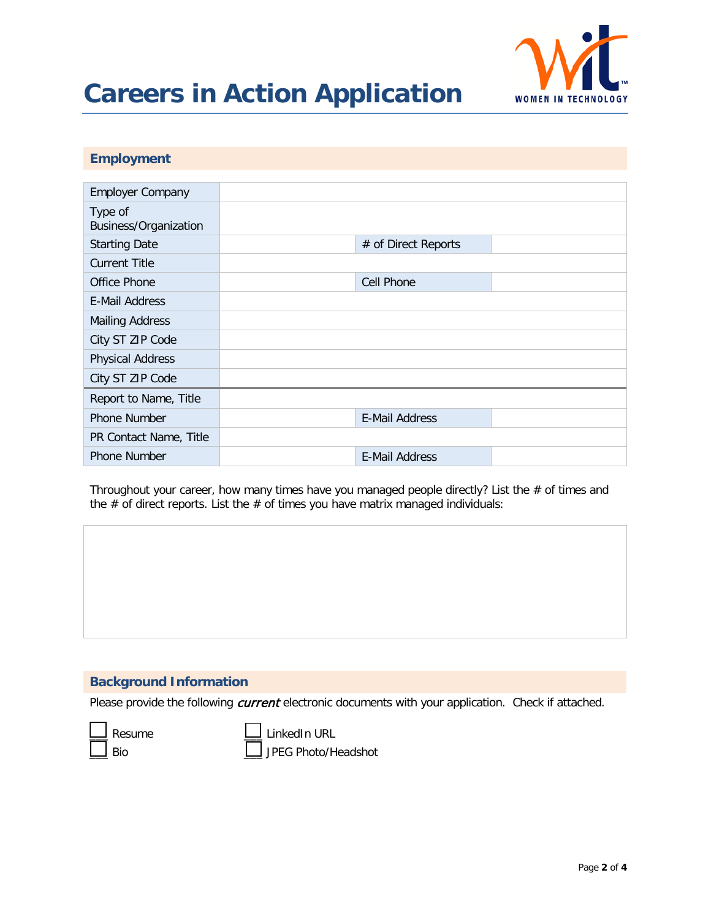# Careers in Action Application

WOMEN IN TECHNOLOGY

## Employment

| | | | |
|---|---|---|---|
| Employer Company | | | |
| Type of Business/Organization | | | |
| Starting Date | | # of Direct Reports | |
| Current Title | | | |
| Office Phone | | Cell Phone | |
| E-Mail Address | | | |
| Mailing Address | | | |
| City ST ZIP Code | | | |
| Physical Address | | | |
| City ST ZIP Code | | | |
| Report to Name, Title | | | |
| Phone Number | | E-Mail Address | |
| PR Contact Name, Title | | | |
| Phone Number | | E-Mail Address | |

Throughout your career, how many times have you managed people directly? List the # of times and the # of direct reports. List the # of times you have matrix managed individuals:

## Background Information

Please provide the following *current* electronic documents with your application. Check if attached.

- ☐ Resume
- ☐ Bio
- ☐ LinkedIn URL
- ☐ JPEG Photo/Headshot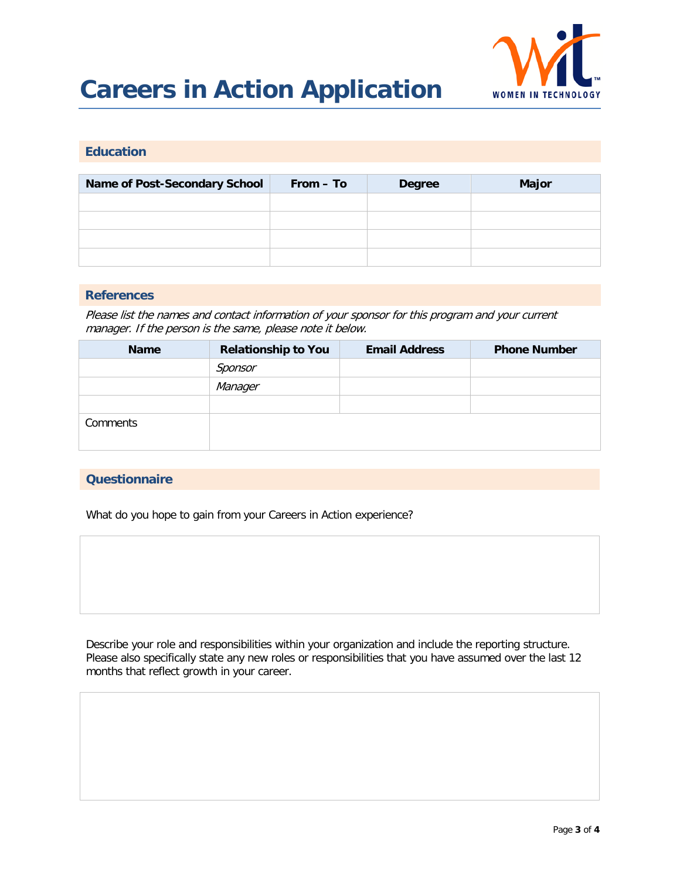# Careers in Action Application

## Education

| Name of Post-Secondary School | From – To | Degree | Major |
|---|---|---|---|
| | | | |
| | | | |
| | | | |
| | | | |

## References

*Please list the names and contact information of your sponsor for this program and your current manager. If the person is the same, please note it below.*

| Name | Relationship to You | Email Address | Phone Number |
|---|---|---|---|
| | *Sponsor* | | |
| | *Manager* | | |
| | | | |
| Comments | | | |

## Questionnaire

What do you hope to gain from your Careers in Action experience?

Describe your role and responsibilities within your organization and include the reporting structure. Please also specifically state any new roles or responsibilities that you have assumed over the last 12 months that reflect growth in your career.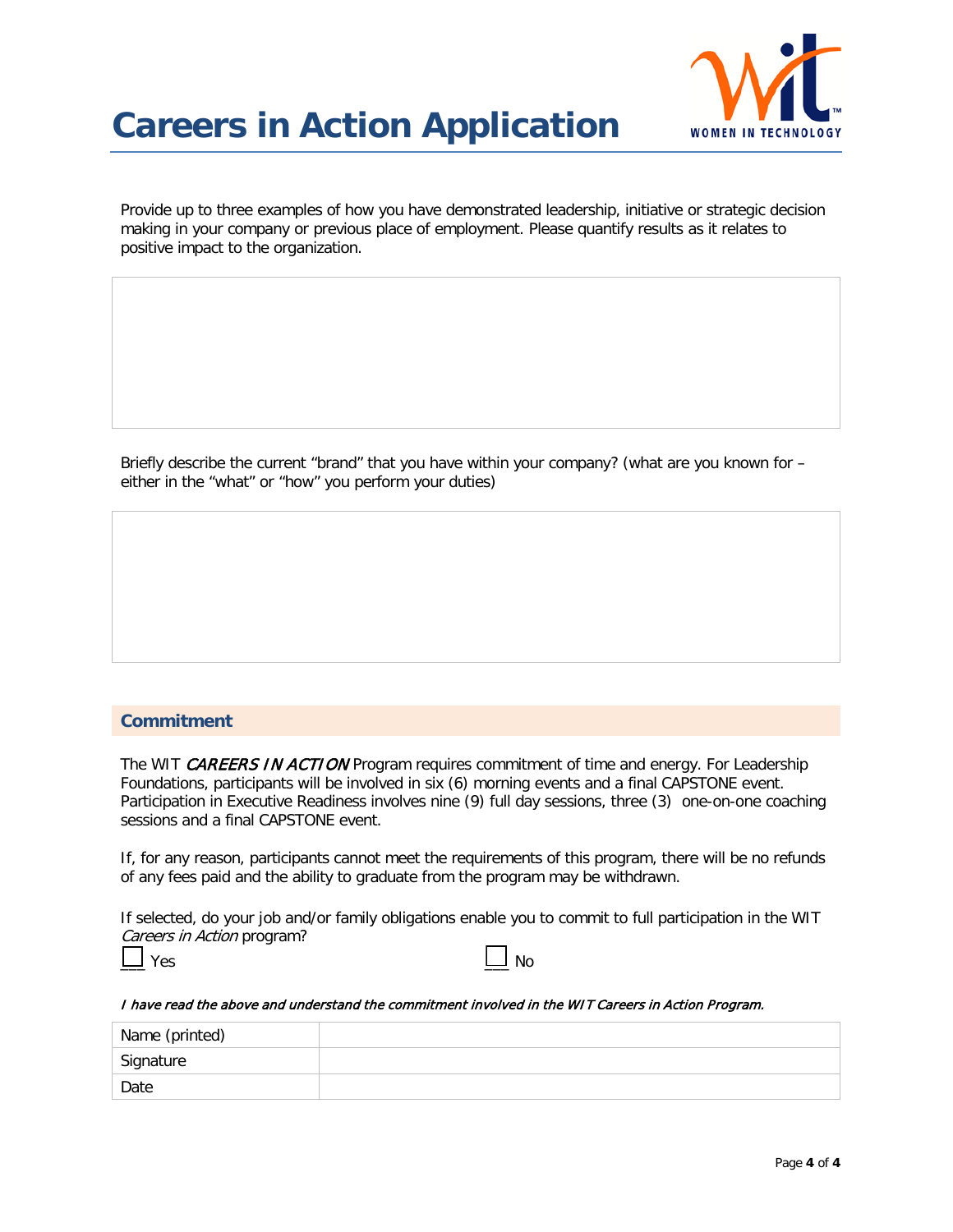# Careers in Action Application

Provide up to three examples of how you have demonstrated leadership, initiative or strategic decision making in your company or previous place of employment. Please quantify results as it relates to positive impact to the organization.

Briefly describe the current "brand" that you have within your company? (what are you known for – either in the "what" or "how" you perform your duties)

## Commitment

The WIT *CAREERS IN ACTION* Program requires commitment of time and energy. For Leadership Foundations, participants will be involved in six (6) morning events and a final CAPSTONE event. Participation in Executive Readiness involves nine (9) full day sessions, three (3) one-on-one coaching sessions and a final CAPSTONE event.

If, for any reason, participants cannot meet the requirements of this program, there will be no refunds of any fees paid and the ability to graduate from the program may be withdrawn.

If selected, do your job and/or family obligations enable you to commit to full participation in the WIT *Careers in Action* program?

☐ Yes ☐ No

***I have read the above and understand the commitment involved in the WIT Careers in Action Program.***

| | |
|---|---|
| Name (printed) | |
| Signature | |
| Date | |